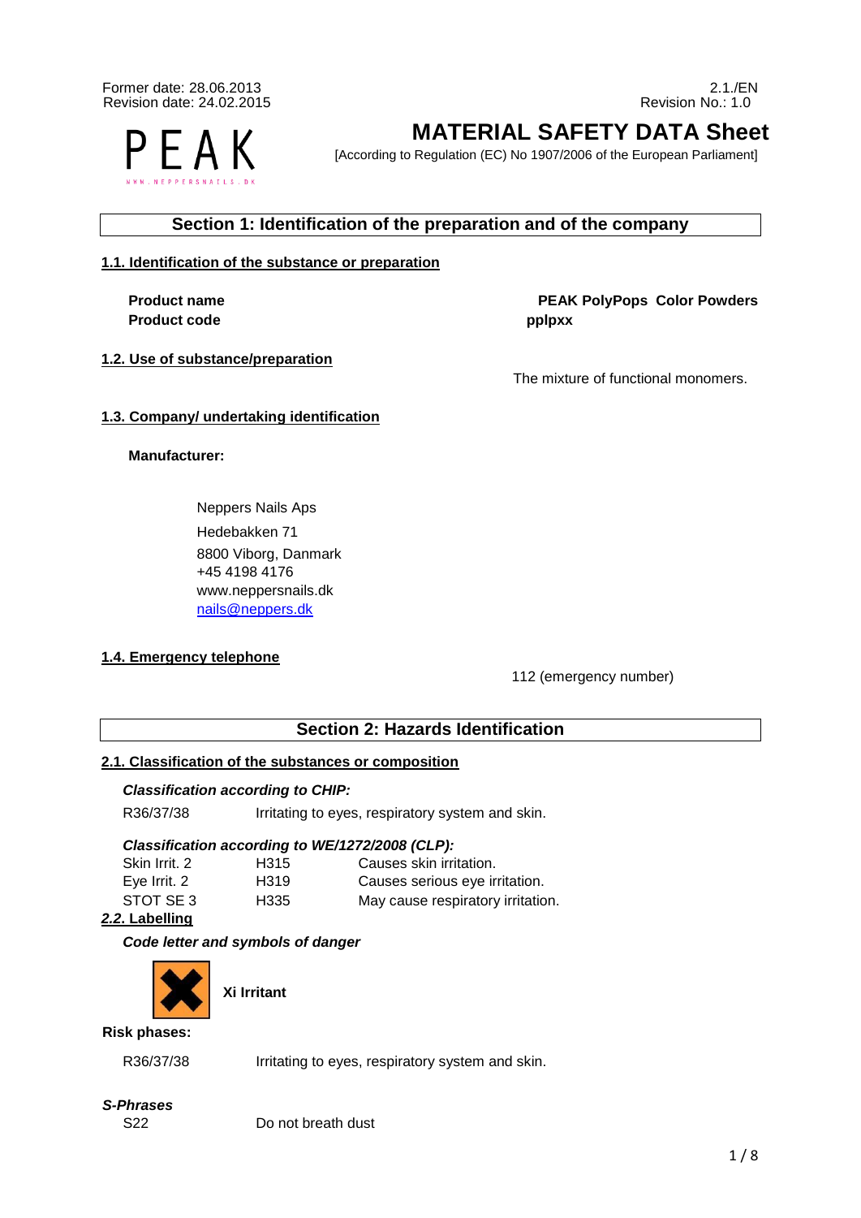Former date: 28.06.2013
Revision date: 24.02.2015

2.1./EN
Revision No.: 1.0

PEAK
WWW.NEPPERSNAILS.DK

# MATERIAL SAFETY DATA Sheet

[According to Regulation (EC) No 1907/2006 of the European Parliament]

## Section 1: Identification of the preparation and of the company

### 1.1. Identification of the substance or preparation

**Product name** **PEAK PolyPops Color Powders**
**Product code** **pplpxx**

### 1.2. Use of substance/preparation

The mixture of functional monomers.

### 1.3. Company/ undertaking identification

**Manufacturer:**

Neppers Nails Aps
Hedebakken 71
8800 Viborg, Danmark
+45 4198 4176
www.neppersnails.dk
nails@neppers.dk

### 1.4. Emergency telephone

112 (emergency number)

## Section 2: Hazards Identification

### 2.1. Classification of the substances or composition

***Classification according to CHIP:***

R36/37/38 Irritating to eyes, respiratory system and skin.

***Classification according to WE/1272/2008 (CLP):***

| | | |
|---|---|---|
| Skin Irrit. 2 | H315 | Causes skin irritation. |
| Eye Irrit. 2 | H319 | Causes serious eye irritation. |
| STOT SE 3 | H335 | May cause respiratory irritation. |

### *2.2.* Labelling

***Code letter and symbols of danger***

**Xi Irritant**

**Risk phases:**

R36/37/38 Irritating to eyes, respiratory system and skin.

***S-Phrases***

S22 Do not breath dust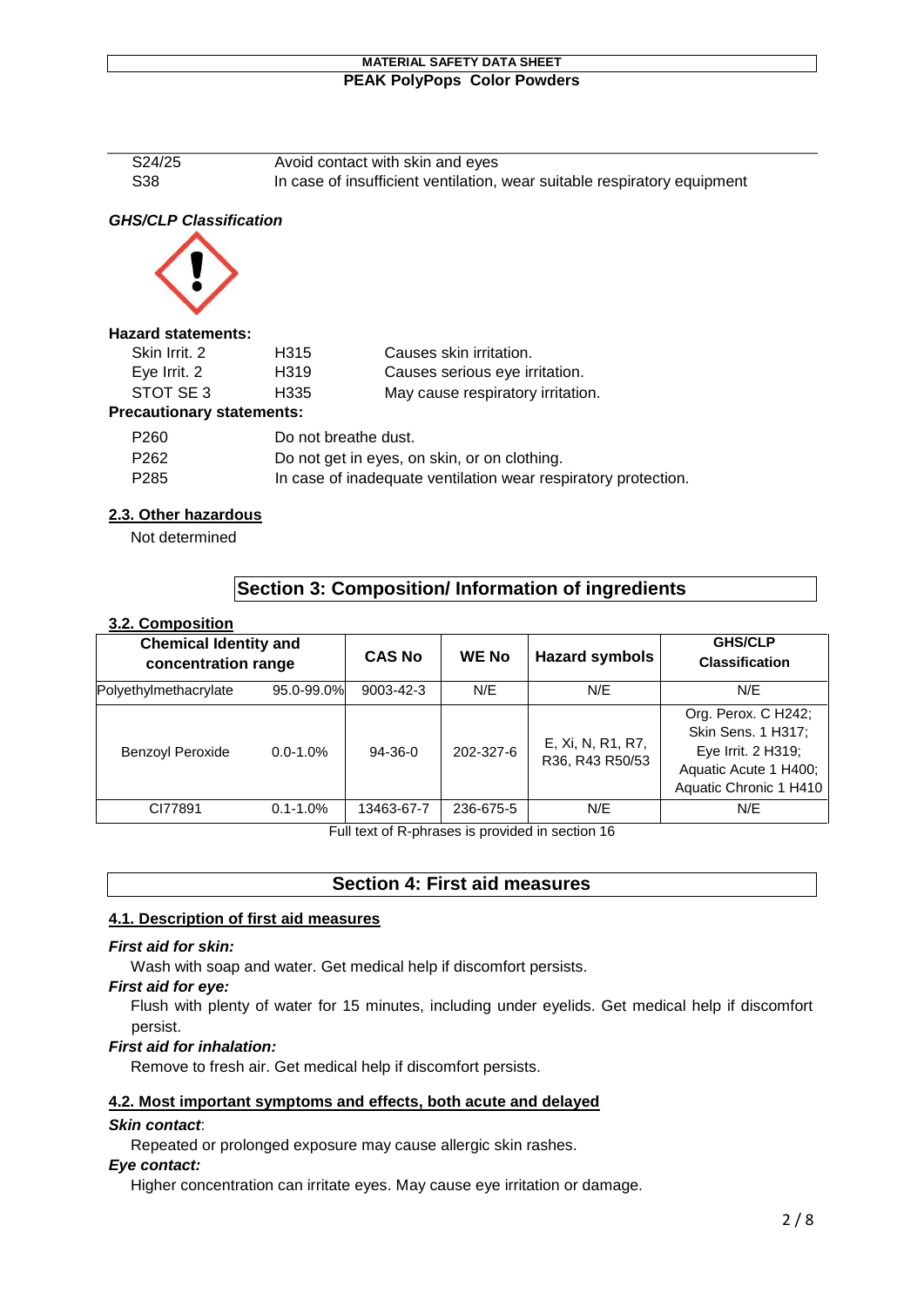| | |
|---|---|
| S24/25 | Avoid contact with skin and eyes |
| S38 | In case of insufficient ventilation, wear suitable respiratory equipment |

***GHS/CLP Classification***

**Hazard statements:**

| | | |
|---|---|---|
| Skin Irrit. 2 | H315 | Causes skin irritation. |
| Eye Irrit. 2 | H319 | Causes serious eye irritation. |
| STOT SE 3 | H335 | May cause respiratory irritation. |

**Precautionary statements:**

| | |
|---|---|
| P260 | Do not breathe dust. |
| P262 | Do not get in eyes, on skin, or on clothing. |
| P285 | In case of inadequate ventilation wear respiratory protection. |

### 2.3. Other hazardous

Not determined

## Section 3: Composition/ Information of ingredients

### 3.2. Composition

| Chemical Identity and concentration range | | CAS No | WE No | Hazard symbols | GHS/CLP Classification |
|---|---|---|---|---|---|
| Polyethylmethacrylate | 95.0-99.0% | 9003-42-3 | N/E | N/E | N/E |
| Benzoyl Peroxide | 0.0-1.0% | 94-36-0 | 202-327-6 | E, Xi, N, R1, R7, R36, R43 R50/53 | Org. Perox. C H242; Skin Sens. 1 H317; Eye Irrit. 2 H319; Aquatic Acute 1 H400; Aquatic Chronic 1 H410 |
| CI77891 | 0.1-1.0% | 13463-67-7 | 236-675-5 | N/E | N/E |

Full text of R-phrases is provided in section 16

## Section 4: First aid measures

### 4.1. Description of first aid measures

***First aid for skin:***

Wash with soap and water. Get medical help if discomfort persists.

***First aid for eye:***

Flush with plenty of water for 15 minutes, including under eyelids. Get medical help if discomfort persist.

***First aid for inhalation:***

Remove to fresh air. Get medical help if discomfort persists.

### 4.2. Most important symptoms and effects, both acute and delayed

***Skin contact***:

Repeated or prolonged exposure may cause allergic skin rashes.

***Eye contact:***

Higher concentration can irritate eyes. May cause eye irritation or damage.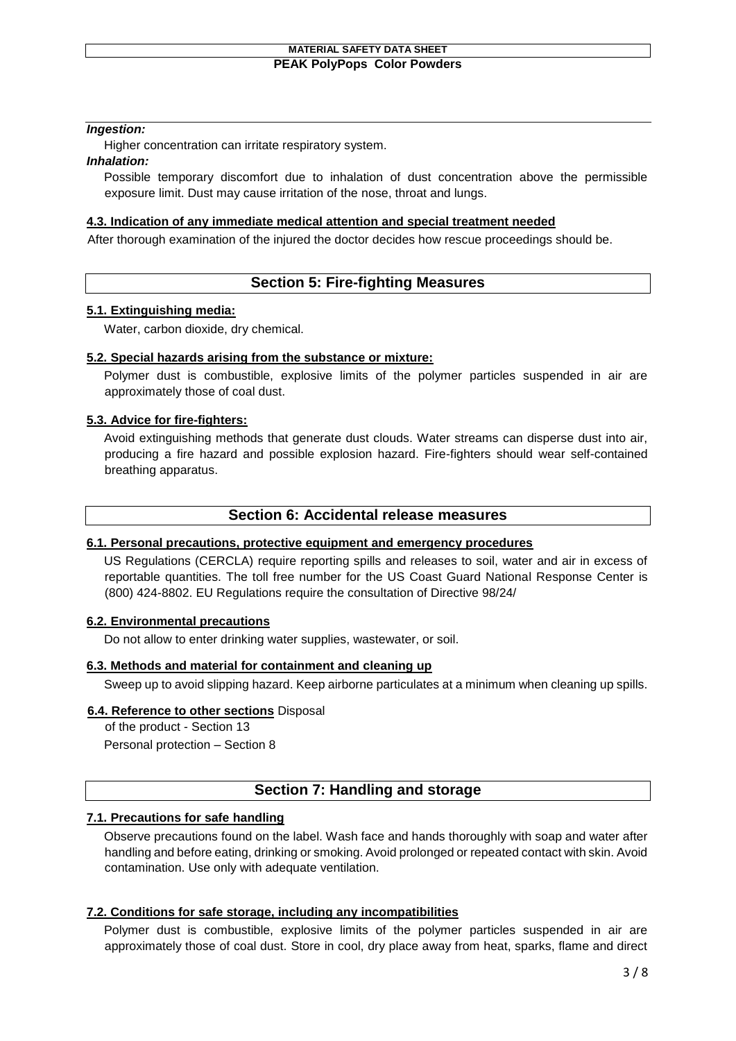*Ingestion:*

Higher concentration can irritate respiratory system.

*Inhalation:*

Possible temporary discomfort due to inhalation of dust concentration above the permissible exposure limit. Dust may cause irritation of the nose, throat and lungs.

**4.3. Indication of any immediate medical attention and special treatment needed**

After thorough examination of the injured the doctor decides how rescue proceedings should be.

## Section 5: Fire-fighting Measures

**5.1. Extinguishing media:**

Water, carbon dioxide, dry chemical.

**5.2. Special hazards arising from the substance or mixture:**

Polymer dust is combustible, explosive limits of the polymer particles suspended in air are approximately those of coal dust.

**5.3. Advice for fire-fighters:**

Avoid extinguishing methods that generate dust clouds. Water streams can disperse dust into air, producing a fire hazard and possible explosion hazard. Fire-fighters should wear self-contained breathing apparatus.

## Section 6: Accidental release measures

**6.1. Personal precautions, protective equipment and emergency procedures**

US Regulations (CERCLA) require reporting spills and releases to soil, water and air in excess of reportable quantities. The toll free number for the US Coast Guard National Response Center is (800) 424-8802. EU Regulations require the consultation of Directive 98/24/

**6.2. Environmental precautions**

Do not allow to enter drinking water supplies, wastewater, or soil.

**6.3. Methods and material for containment and cleaning up**

Sweep up to avoid slipping hazard. Keep airborne particulates at a minimum when cleaning up spills.

**6.4. Reference to other sections** Disposal of the product - Section 13

Personal protection – Section 8

## Section 7: Handling and storage

**7.1. Precautions for safe handling**

Observe precautions found on the label. Wash face and hands thoroughly with soap and water after handling and before eating, drinking or smoking. Avoid prolonged or repeated contact with skin. Avoid contamination. Use only with adequate ventilation.

**7.2. Conditions for safe storage, including any incompatibilities**

Polymer dust is combustible, explosive limits of the polymer particles suspended in air are approximately those of coal dust. Store in cool, dry place away from heat, sparks, flame and direct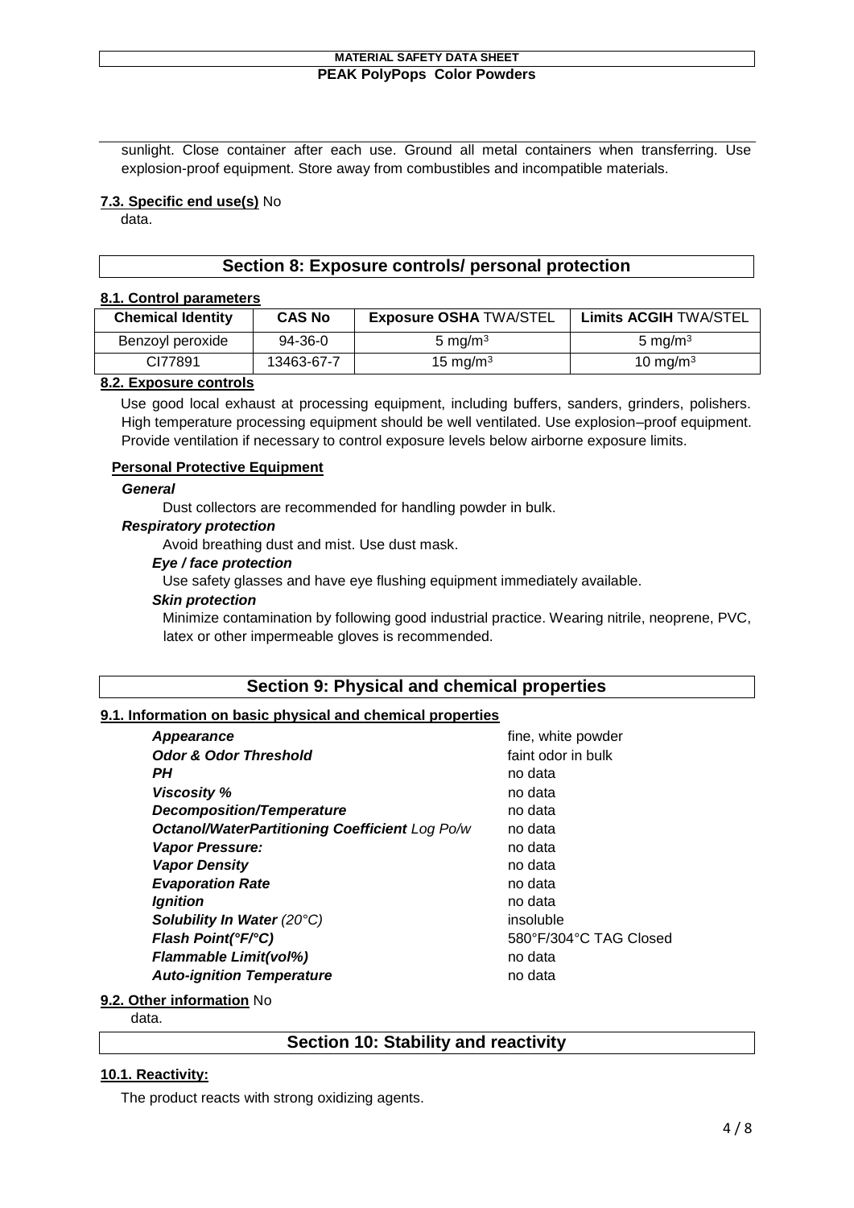sunlight. Close container after each use. Ground all metal containers when transferring. Use explosion-proof equipment. Store away from combustibles and incompatible materials.

**7.3. Specific end use(s)** No data.

## Section 8: Exposure controls/ personal protection

**8.1. Control parameters**

| Chemical Identity | CAS No | Exposure OSHA TWA/STEL | Limits ACGIH TWA/STEL |
|---|---|---|---|
| Benzoyl peroxide | 94-36-0 | 5 mg/m³ | 5 mg/m³ |
| CI77891 | 13463-67-7 | 15 mg/m³ | 10 mg/m³ |

**8.2. Exposure controls**

Use good local exhaust at processing equipment, including buffers, sanders, grinders, polishers. High temperature processing equipment should be well ventilated. Use explosion–proof equipment. Provide ventilation if necessary to control exposure levels below airborne exposure limits.

**Personal Protective Equipment**

***General***

Dust collectors are recommended for handling powder in bulk.

***Respiratory protection***

Avoid breathing dust and mist. Use dust mask.

***Eye / face protection***

Use safety glasses and have eye flushing equipment immediately available.

***Skin protection***

Minimize contamination by following good industrial practice. Wearing nitrile, neoprene, PVC, latex or other impermeable gloves is recommended.

## Section 9: Physical and chemical properties

**9.1. Information on basic physical and chemical properties**

| | |
|---|---|
| ***Appearance*** | fine, white powder |
| ***Odor & Odor Threshold*** | faint odor in bulk |
| ***PH*** | no data |
| ***Viscosity %*** | no data |
| ***Decomposition/Temperature*** | no data |
| ***Octanol/WaterPartitioning Coefficient*** *Log Po/w* | no data |
| ***Vapor Pressure:*** | no data |
| ***Vapor Density*** | no data |
| ***Evaporation Rate*** | no data |
| ***Ignition*** | no data |
| ***Solubility In Water*** *(20°C)* | insoluble |
| ***Flash Point(°F/°C)*** | 580°F/304°C TAG Closed |
| ***Flammable Limit(vol%)*** | no data |
| ***Auto-ignition Temperature*** | no data |

**9.2. Other information** No data.

## Section 10: Stability and reactivity

**10.1. Reactivity:**

The product reacts with strong oxidizing agents.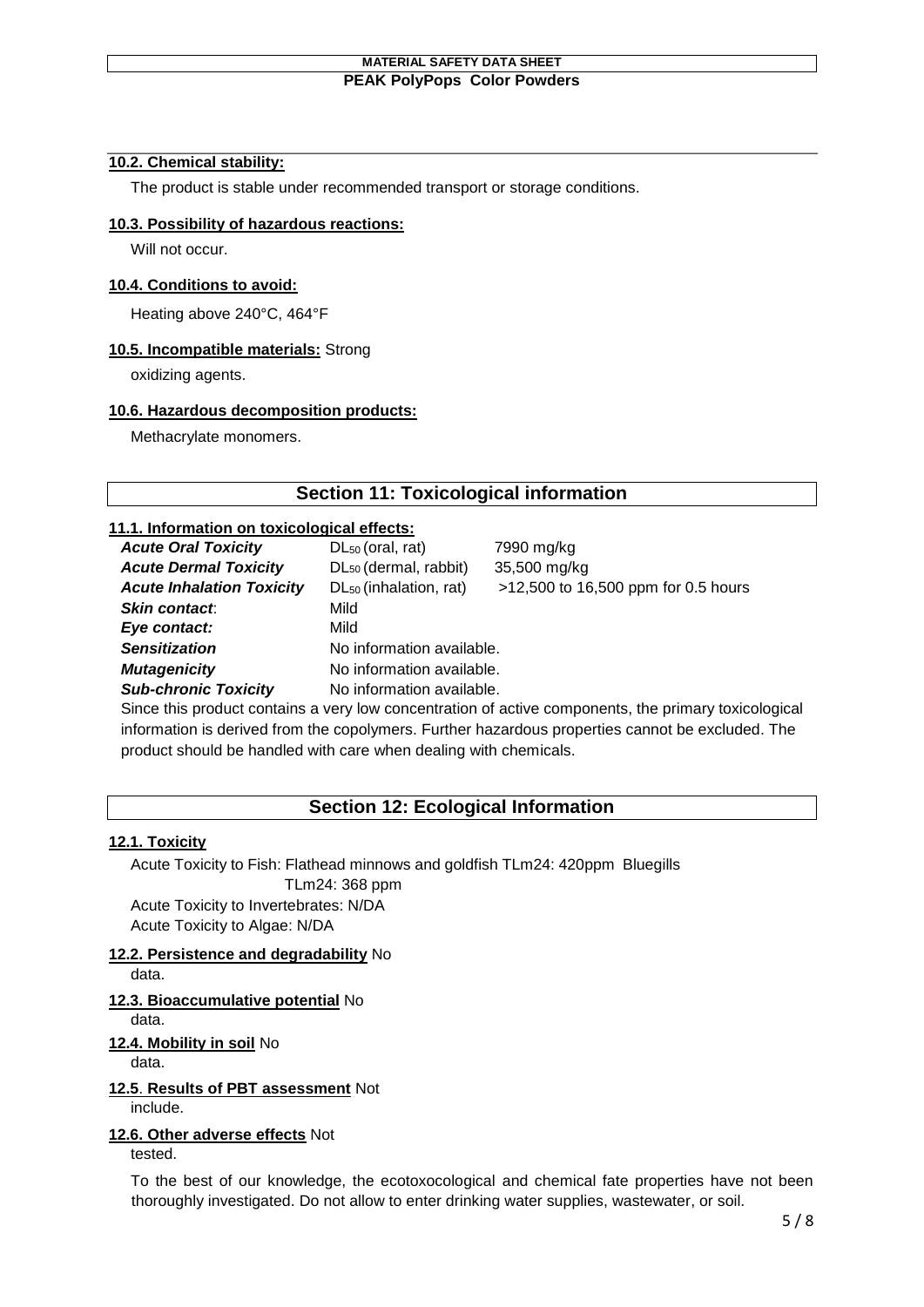#### 10.2. Chemical stability:

The product is stable under recommended transport or storage conditions.

#### 10.3. Possibility of hazardous reactions:

Will not occur.

#### 10.4. Conditions to avoid:

Heating above 240°C, 464°F

#### 10.5. Incompatible materials: Strong

oxidizing agents.

#### 10.6. Hazardous decomposition products:

Methacrylate monomers.

## Section 11: Toxicological information

#### 11.1. Information on toxicological effects:

| | | |
|---|---|---|
| ***Acute Oral Toxicity*** | $DL_{50}$ (oral, rat) | 7990 mg/kg |
| ***Acute Dermal Toxicity*** | $DL_{50}$ (dermal, rabbit) | 35,500 mg/kg |
| ***Acute Inhalation Toxicity*** | $DL_{50}$ (inhalation, rat) | >12,500 to 16,500 ppm for 0.5 hours |
| ***Skin contact***: | Mild | |
| ***Eye contact:*** | Mild | |
| ***Sensitization*** | No information available. | |
| ***Mutagenicity*** | No information available. | |
| ***Sub-chronic Toxicity*** | No information available. | |

Since this product contains a very low concentration of active components, the primary toxicological information is derived from the copolymers. Further hazardous properties cannot be excluded. The product should be handled with care when dealing with chemicals.

## Section 12: Ecological Information

#### 12.1. Toxicity

Acute Toxicity to Fish: Flathead minnows and goldfish TLm24: 420ppm Bluegills TLm24: 368 ppm

Acute Toxicity to Invertebrates: N/DA

Acute Toxicity to Algae: N/DA

#### 12.2. Persistence and degradability No

data.

#### 12.3. Bioaccumulative potential No

data.

#### 12.4. Mobility in soil No

data.

#### 12.5. Results of PBT assessment Not

include.

#### 12.6. Other adverse effects Not

tested.

To the best of our knowledge, the ecotoxocological and chemical fate properties have not been thoroughly investigated. Do not allow to enter drinking water supplies, wastewater, or soil.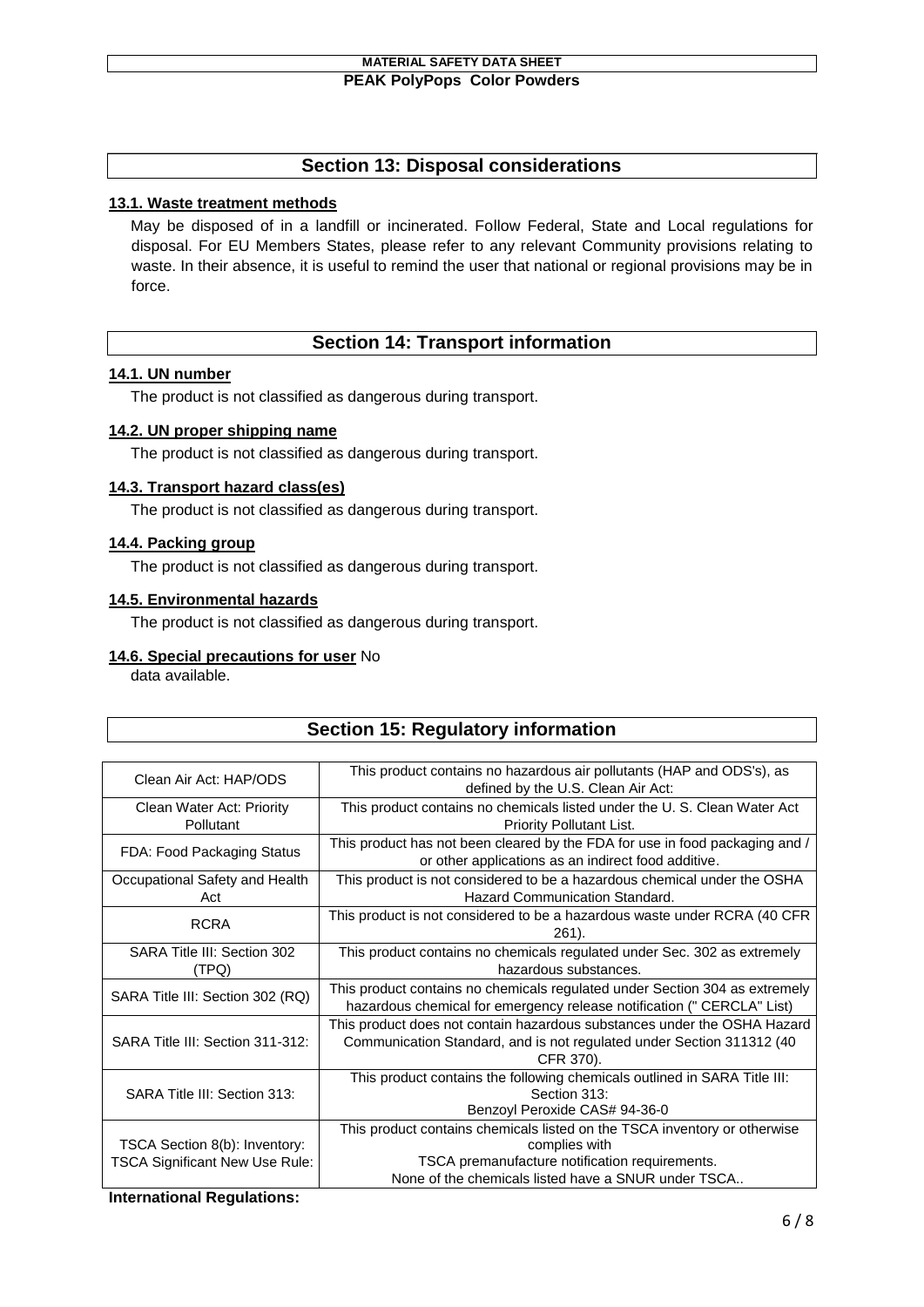## Section 13: Disposal considerations

### 13.1. Waste treatment methods

May be disposed of in a landfill or incinerated. Follow Federal, State and Local regulations for disposal. For EU Members States, please refer to any relevant Community provisions relating to waste. In their absence, it is useful to remind the user that national or regional provisions may be in force.

## Section 14: Transport information

### 14.1. UN number

The product is not classified as dangerous during transport.

### 14.2. UN proper shipping name

The product is not classified as dangerous during transport.

### 14.3. Transport hazard class(es)

The product is not classified as dangerous during transport.

### 14.4. Packing group

The product is not classified as dangerous during transport.

### 14.5. Environmental hazards

The product is not classified as dangerous during transport.

### 14.6. Special precautions for user

No data available.

## Section 15: Regulatory information

| | |
|---|---|
| Clean Air Act: HAP/ODS | This product contains no hazardous air pollutants (HAP and ODS's), as defined by the U.S. Clean Air Act: |
| Clean Water Act: Priority Pollutant | This product contains no chemicals listed under the U. S. Clean Water Act Priority Pollutant List. |
| FDA: Food Packaging Status | This product has not been cleared by the FDA for use in food packaging and / or other applications as an indirect food additive. |
| Occupational Safety and Health Act | This product is not considered to be a hazardous chemical under the OSHA Hazard Communication Standard. |
| RCRA | This product is not considered to be a hazardous waste under RCRA (40 CFR 261). |
| SARA Title III: Section 302 (TPQ) | This product contains no chemicals regulated under Sec. 302 as extremely hazardous substances. |
| SARA Title III: Section 302 (RQ) | This product contains no chemicals regulated under Section 304 as extremely hazardous chemical for emergency release notification (" CERCLA" List) |
| SARA Title III: Section 311-312: | This product does not contain hazardous substances under the OSHA Hazard Communication Standard, and is not regulated under Section 311312 (40 CFR 370). |
| SARA Title III: Section 313: | This product contains the following chemicals outlined in SARA Title III: Section 313:<br>Benzoyl Peroxide CAS# 94-36-0 |
| TSCA Section 8(b): Inventory:<br>TSCA Significant New Use Rule: | This product contains chemicals listed on the TSCA inventory or otherwise complies with<br>TSCA premanufacture notification requirements.<br>None of the chemicals listed have a SNUR under TSCA.. |

**International Regulations:**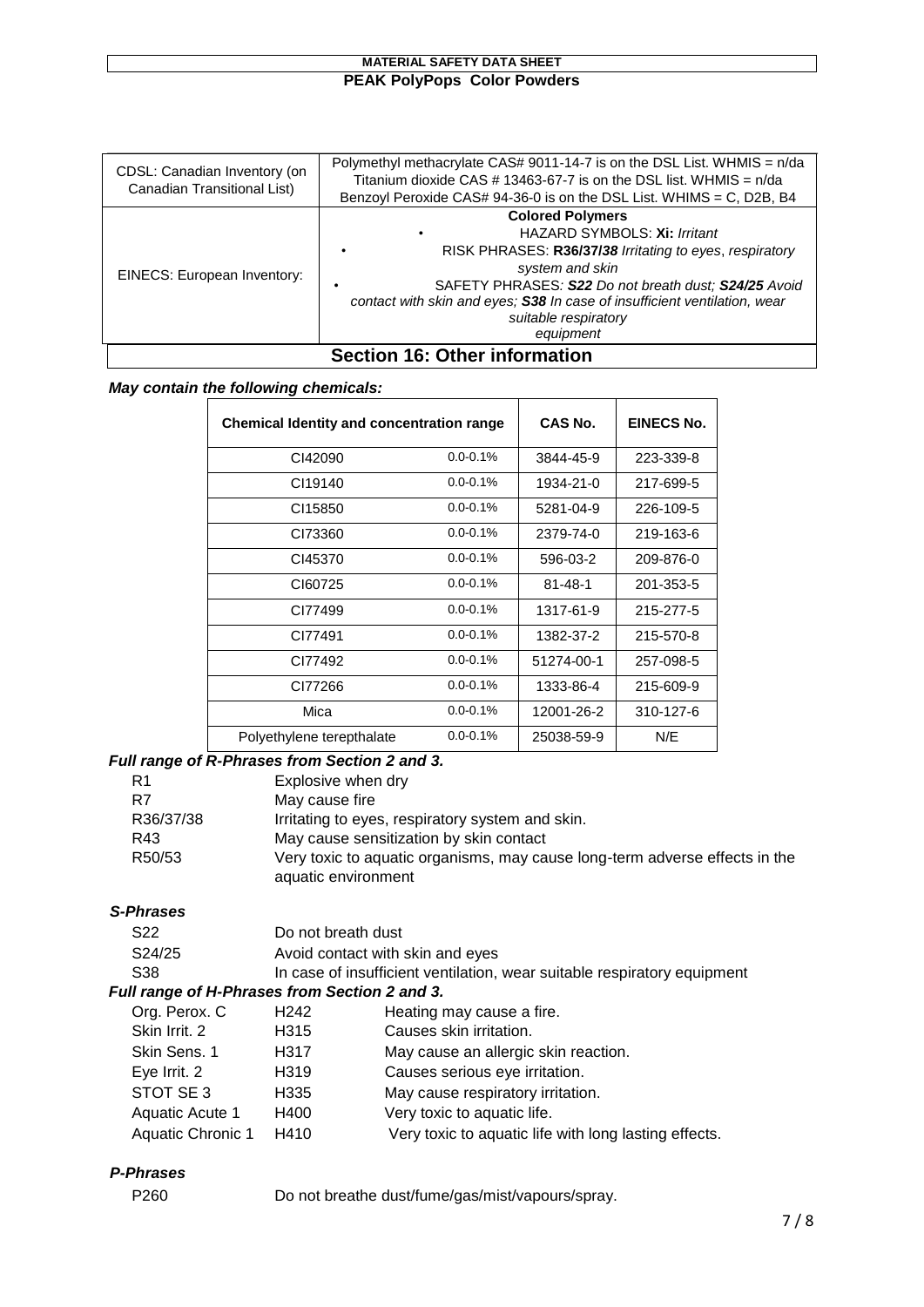| CDSL: Canadian Inventory (on Canadian Transitional List) | Polymethyl methacrylate CAS# 9011-14-7 is on the DSL List. WHMIS = n/da<br>Titanium dioxide CAS # 13463-67-7 is on the DSL list. WHMIS = n/da<br>Benzoyl Peroxide CAS# 94-36-0 is on the DSL List. WHIMS = C, D2B, B4 |
|---|---|
| EINECS: European Inventory: | **Colored Polymers**<br>• HAZARD SYMBOLS: **Xi:** *Irritant*<br>• RISK PHRASES: **R36/37/*38*** *Irritating to eyes*, *respiratory system and skin*<br>• SAFETY PHRASES*:* ***S22*** *Do not breath dust;* ***S24/25*** *Avoid contact with skin and eyes;* ***S38*** *In case of insufficient ventilation, wear suitable respiratory equipment* |

## Section 16: Other information

***May contain the following chemicals:***

| Chemical Identity and concentration range | | CAS No. | EINECS No. |
|---|---|---|---|
| CI42090 | 0.0-0.1% | 3844-45-9 | 223-339-8 |
| CI19140 | 0.0-0.1% | 1934-21-0 | 217-699-5 |
| CI15850 | 0.0-0.1% | 5281-04-9 | 226-109-5 |
| CI73360 | 0.0-0.1% | 2379-74-0 | 219-163-6 |
| CI45370 | 0.0-0.1% | 596-03-2 | 209-876-0 |
| CI60725 | 0.0-0.1% | 81-48-1 | 201-353-5 |
| CI77499 | 0.0-0.1% | 1317-61-9 | 215-277-5 |
| CI77491 | 0.0-0.1% | 1382-37-2 | 215-570-8 |
| CI77492 | 0.0-0.1% | 51274-00-1 | 257-098-5 |
| CI77266 | 0.0-0.1% | 1333-86-4 | 215-609-9 |
| Mica | 0.0-0.1% | 12001-26-2 | 310-127-6 |
| Polyethylene terepthalate | 0.0-0.1% | 25038-59-9 | N/E |

***Full range of R-Phrases from Section 2 and 3.***

| | |
|---|---|
| R1 | Explosive when dry |
| R7 | May cause fire |
| R36/37/38 | Irritating to eyes, respiratory system and skin. |
| R43 | May cause sensitization by skin contact |
| R50/53 | Very toxic to aquatic organisms, may cause long-term adverse effects in the aquatic environment |

***S-Phrases***

| | |
|---|---|
| S22 | Do not breath dust |
| S24/25 | Avoid contact with skin and eyes |
| S38 | In case of insufficient ventilation, wear suitable respiratory equipment |

***Full range of H-Phrases from Section 2 and 3.***

| | | |
|---|---|---|
| Org. Perox. C | H242 | Heating may cause a fire. |
| Skin Irrit. 2 | H315 | Causes skin irritation. |
| Skin Sens. 1 | H317 | May cause an allergic skin reaction. |
| Eye Irrit. 2 | H319 | Causes serious eye irritation. |
| STOT SE 3 | H335 | May cause respiratory irritation. |
| Aquatic Acute 1 | H400 | Very toxic to aquatic life. |
| Aquatic Chronic 1 | H410 | Very toxic to aquatic life with long lasting effects. |

***P-Phrases***

| | |
|---|---|
| P260 | Do not breathe dust/fume/gas/mist/vapours/spray. |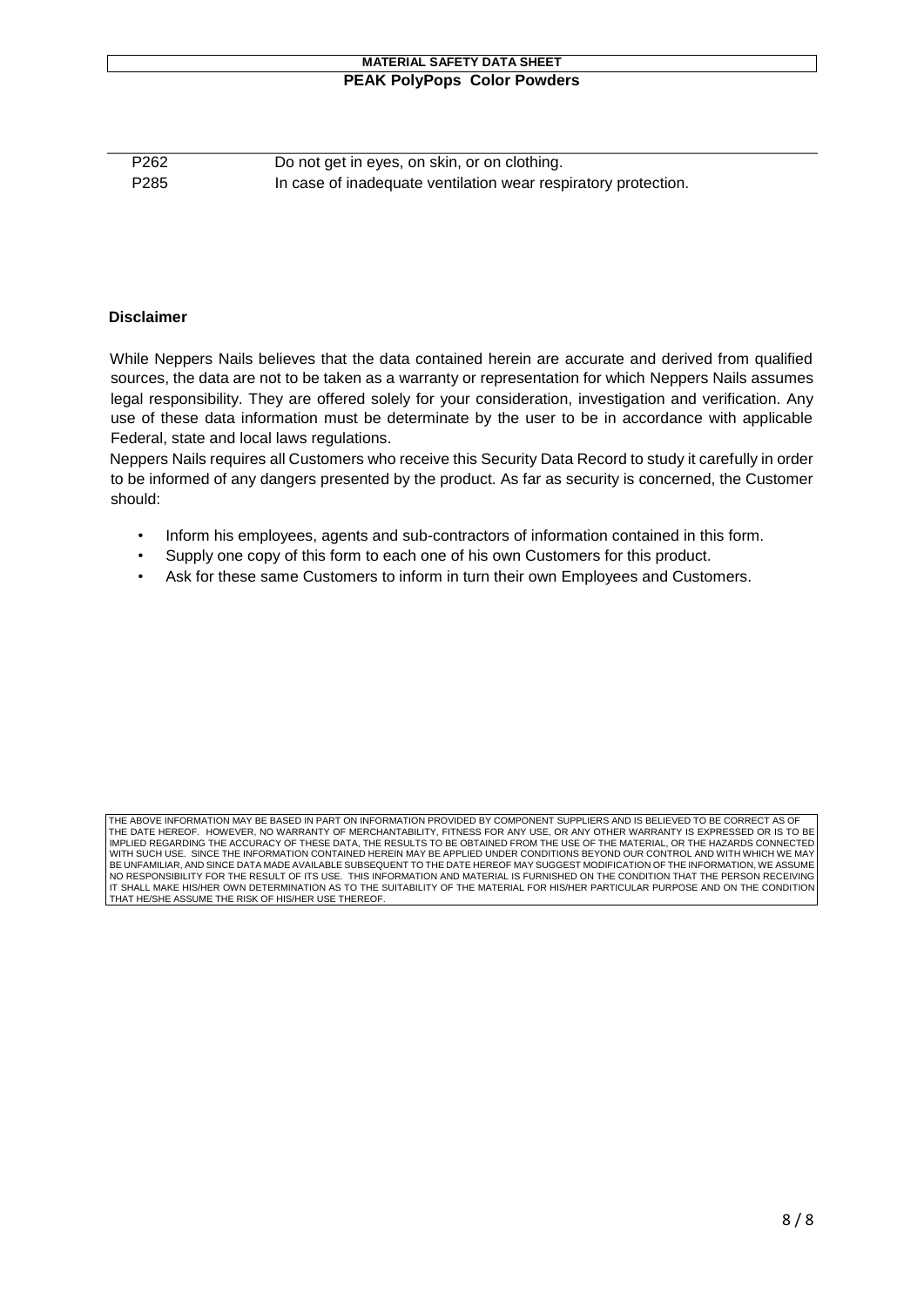| | |
|---|---|
| P262 | Do not get in eyes, on skin, or on clothing. |
| P285 | In case of inadequate ventilation wear respiratory protection. |

**Disclaimer**

While Neppers Nails believes that the data contained herein are accurate and derived from qualified sources, the data are not to be taken as a warranty or representation for which Neppers Nails assumes legal responsibility. They are offered solely for your consideration, investigation and verification. Any use of these data information must be determinate by the user to be in accordance with applicable Federal, state and local laws regulations.

Neppers Nails requires all Customers who receive this Security Data Record to study it carefully in order to be informed of any dangers presented by the product. As far as security is concerned, the Customer should:

- Inform his employees, agents and sub-contractors of information contained in this form.
- Supply one copy of this form to each one of his own Customers for this product.
- Ask for these same Customers to inform in turn their own Employees and Customers.

THE ABOVE INFORMATION MAY BE BASED IN PART ON INFORMATION PROVIDED BY COMPONENT SUPPLIERS AND IS BELIEVED TO BE CORRECT AS OF THE DATE HEREOF. HOWEVER, NO WARRANTY OF MERCHANTABILITY, FITNESS FOR ANY USE, OR ANY OTHER WARRANTY IS EXPRESSED OR IS TO BE IMPLIED REGARDING THE ACCURACY OF THESE DATA, THE RESULTS TO BE OBTAINED FROM THE USE OF THE MATERIAL, OR THE HAZARDS CONNECTED WITH SUCH USE. SINCE THE INFORMATION CONTAINED HEREIN MAY BE APPLIED UNDER CONDITIONS BEYOND OUR CONTROL AND WITH WHICH WE MAY BE UNFAMILIAR, AND SINCE DATA MADE AVAILABLE SUBSEQUENT TO THE DATE HEREOF MAY SUGGEST MODIFICATION OF THE INFORMATION, WE ASSUME NO RESPONSIBILITY FOR THE RESULT OF ITS USE. THIS INFORMATION AND MATERIAL IS FURNISHED ON THE CONDITION THAT THE PERSON RECEIVING IT SHALL MAKE HIS/HER OWN DETERMINATION AS TO THE SUITABILITY OF THE MATERIAL FOR HIS/HER PARTICULAR PURPOSE AND ON THE CONDITION THAT HE/SHE ASSUME THE RISK OF HIS/HER USE THEREOF.